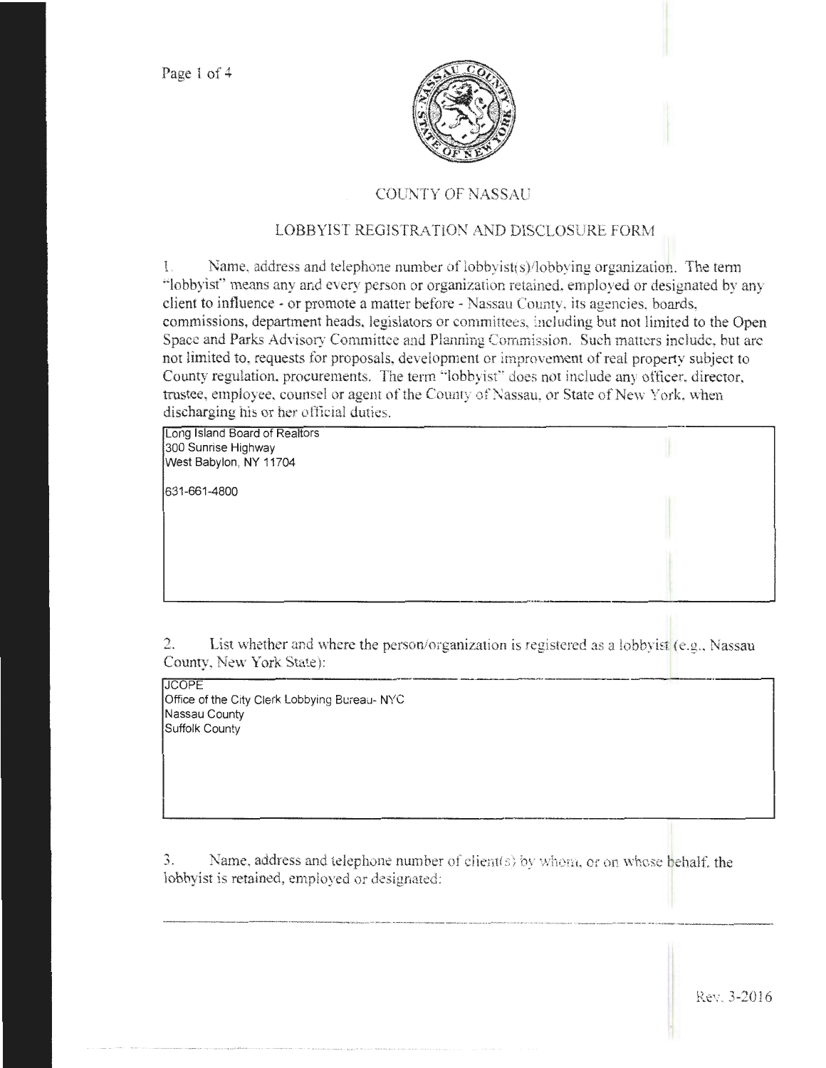# COUNTY OF NASSAU

## LOBBYIST REGISTRATION AND DISCLOSURE FORM

1. Name, address and telephone number of lobbyist(s)/lobbying organization. The term "lobbyist" means any and every person or organization retained, employed or designated by any client to influence - or promote a matter before - Nassau County, its agencies, boards, commissions, department heads, legislators or committees, including but not limited to the Open Space and Parks Advisory Committee and Planning Commission. Such matters include, but are not limited to, requests for proposals, development or improvement of real property subject to County regulation, procurements. The term "lobbyist" does not include any officer, director, trustee, employee, counsel or agent of the County of Nassau, or State of New York, when discharging his or her official duties.

Long Island Board of Realtors
300 Sunrise Highway
West Babylon, NY 11704

631-661-4800

2. List whether and where the person/organization is registered as a lobbyist (e.g., Nassau County, New York State):

JCOPE
Office of the City Clerk Lobbying Bureau- NYC
Nassau County
Suffolk County

3. Name, address and telephone number of client(s) by whom, or on whose behalf, the lobbyist is retained, employed or designated:

Rev. 3-2016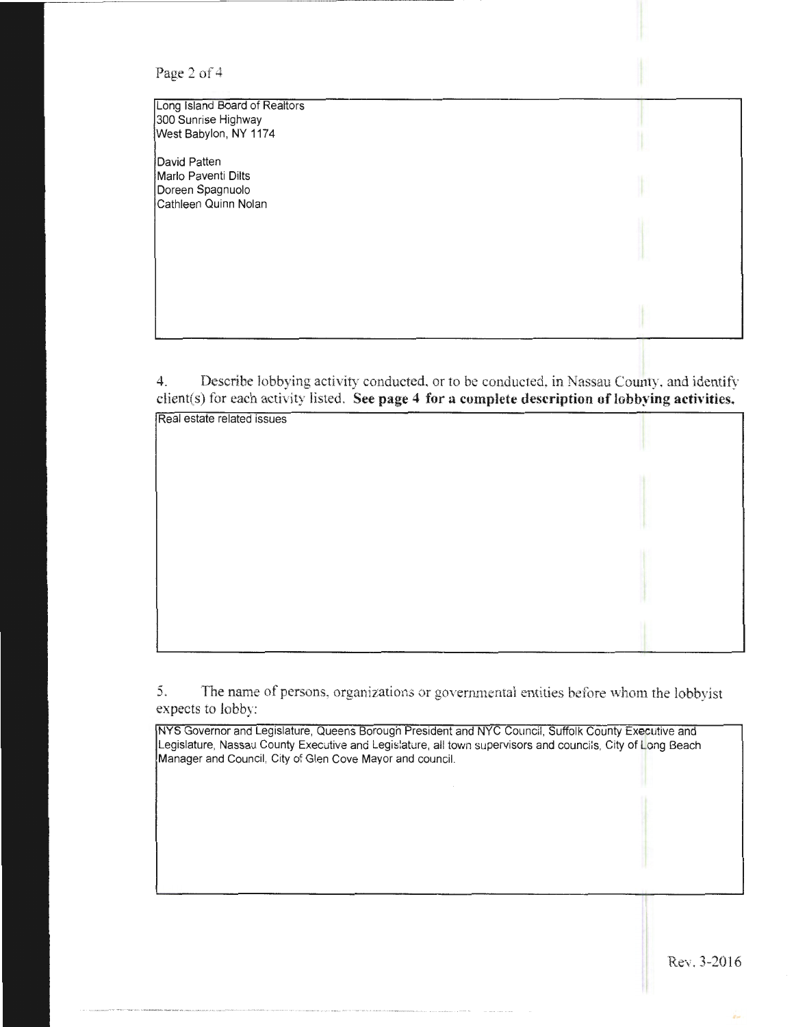Long Island Board of Realtors
300 Sunrise Highway
West Babylon, NY 1174

David Patten
Marlo Paventi Dilts
Doreen Spagnuolo
Cathleen Quinn Nolan

4. Describe lobbying activity conducted, or to be conducted, in Nassau County, and identify client(s) for each activity listed. **See page 4 for a complete description of lobbying activities.**

Real estate related issues

5. The name of persons, organizations or governmental entities before whom the lobbyist expects to lobby:

NYS Governor and Legislature, Queens Borough President and NYC Council, Suffolk County Executive and Legislature, Nassau County Executive and Legislature, all town supervisors and councils, City of Long Beach Manager and Council, City of Glen Cove Mayor and council.

Rev. 3-2016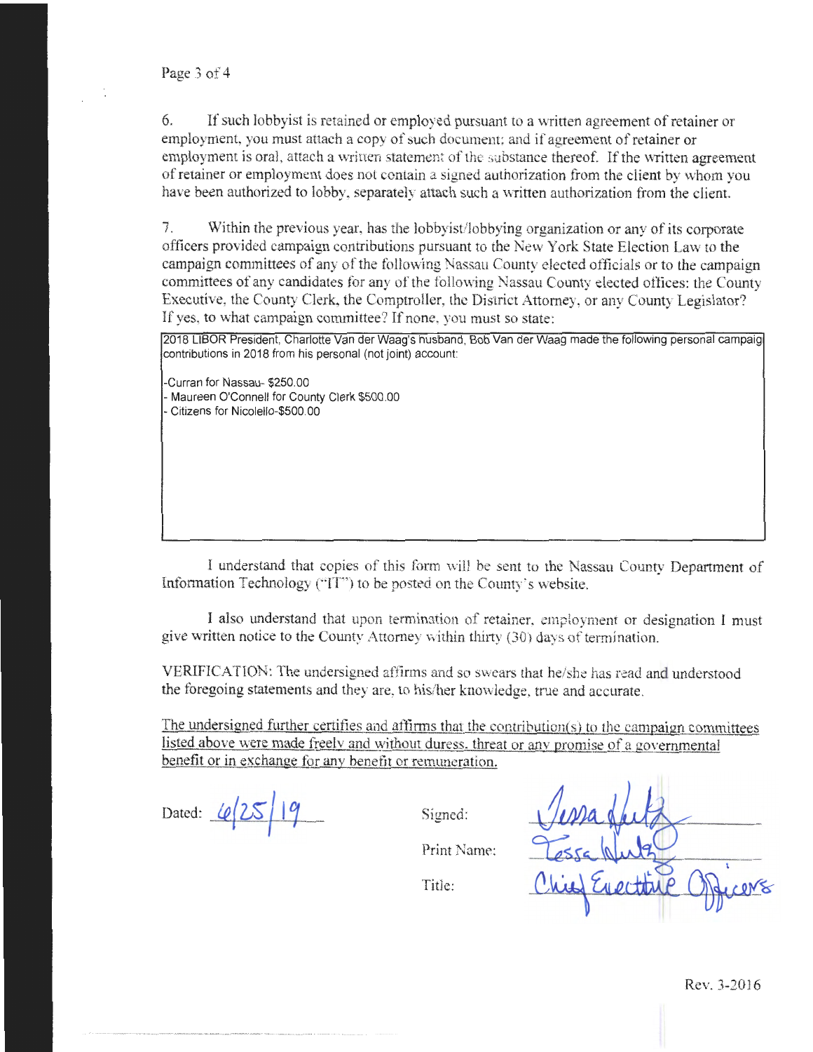6. If such lobbyist is retained or employed pursuant to a written agreement of retainer or employment, you must attach a copy of such document; and if agreement of retainer or employment is oral, attach a written statement of the substance thereof. If the written agreement of retainer or employment does not contain a signed authorization from the client by whom you have been authorized to lobby, separately attach such a written authorization from the client.

7. Within the previous year, has the lobbyist/lobbying organization or any of its corporate officers provided campaign contributions pursuant to the New York State Election Law to the campaign committees of any of the following Nassau County elected officials or to the campaign committees of any candidates for any of the following Nassau County elected offices: the County Executive, the County Clerk, the Comptroller, the District Attorney, or any County Legislator? If yes, to what campaign committee? If none, you must so state:

2018 LIBOR President, Charlotte Van der Waag's husband, Bob Van der Waag made the following personal campaig contributions in 2018 from his personal (not joint) account:

- Curran for Nassau- $250.00
- Maureen O'Connell for County Clerk $500.00
- Citizens for Nicolello-$500.00

I understand that copies of this form will be sent to the Nassau County Department of Information Technology ("IT") to be posted on the County's website.

I also understand that upon termination of retainer, employment or designation I must give written notice to the County Attorney within thirty (30) days of termination.

VERIFICATION: The undersigned affirms and so swears that he/she has read and understood the foregoing statements and they are, to his/her knowledge, true and accurate.

<u>The undersigned further certifies and affirms that the contribution(s) to the campaign committees listed above were made freely and without duress, threat or any promise of a governmental benefit or in exchange for any benefit or remuneration.</u>

Dated: 6/25/19

Signed: *[signature]*

Print Name: Tessa Hultz

Title: Chief Executive Officers

Rev. 3-2016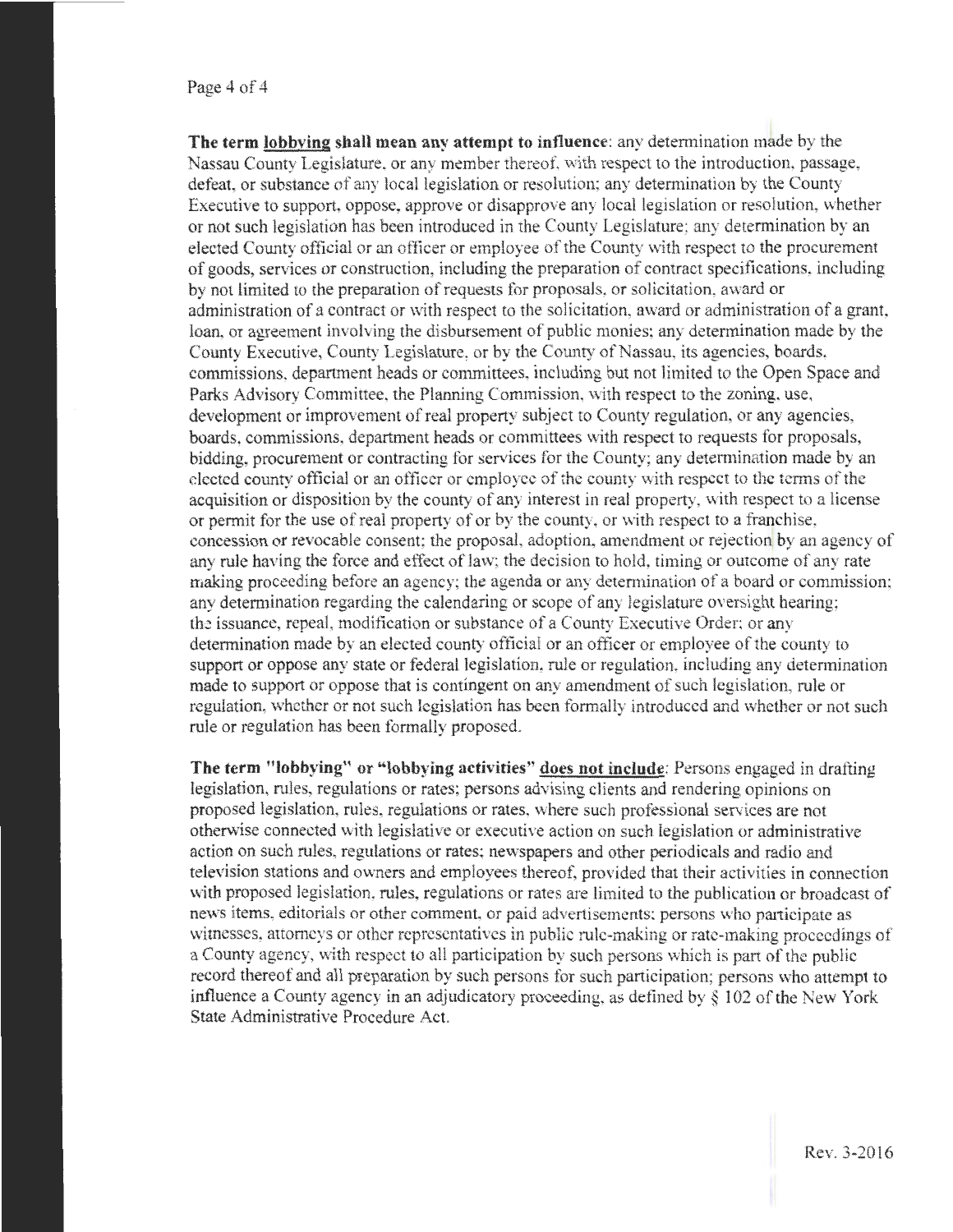**The term lobbying shall mean any attempt to influence**: any determination made by the Nassau County Legislature, or any member thereof, with respect to the introduction, passage, defeat, or substance of any local legislation or resolution; any determination by the County Executive to support, oppose, approve or disapprove any local legislation or resolution, whether or not such legislation has been introduced in the County Legislature; any determination by an elected County official or an officer or employee of the County with respect to the procurement of goods, services or construction, including the preparation of contract specifications, including by not limited to the preparation of requests for proposals, or solicitation, award or administration of a contract or with respect to the solicitation, award or administration of a grant, loan, or agreement involving the disbursement of public monies; any determination made by the County Executive, County Legislature, or by the County of Nassau, its agencies, boards, commissions, department heads or committees, including but not limited to the Open Space and Parks Advisory Committee, the Planning Commission, with respect to the zoning, use, development or improvement of real property subject to County regulation, or any agencies, boards, commissions, department heads or committees with respect to requests for proposals, bidding, procurement or contracting for services for the County; any determination made by an elected county official or an officer or employee of the county with respect to the terms of the acquisition or disposition by the county of any interest in real property, with respect to a license or permit for the use of real property of or by the county, or with respect to a franchise, concession or revocable consent; the proposal, adoption, amendment or rejection by an agency of any rule having the force and effect of law; the decision to hold, timing or outcome of any rate making proceeding before an agency; the agenda or any determination of a board or commission; any determination regarding the calendaring or scope of any legislature oversight hearing; the issuance, repeal, modification or substance of a County Executive Order; or any determination made by an elected county official or an officer or employee of the county to support or oppose any state or federal legislation, rule or regulation, including any determination made to support or oppose that is contingent on any amendment of such legislation, rule or regulation, whether or not such legislation has been formally introduced and whether or not such rule or regulation has been formally proposed.

**The term "lobbying" or "lobbying activities" does not include**: Persons engaged in drafting legislation, rules, regulations or rates; persons advising clients and rendering opinions on proposed legislation, rules, regulations or rates, where such professional services are not otherwise connected with legislative or executive action on such legislation or administrative action on such rules, regulations or rates; newspapers and other periodicals and radio and television stations and owners and employees thereof, provided that their activities in connection with proposed legislation, rules, regulations or rates are limited to the publication or broadcast of news items, editorials or other comment, or paid advertisements; persons who participate as witnesses, attorneys or other representatives in public rule-making or rate-making proceedings of a County agency, with respect to all participation by such persons which is part of the public record thereof and all preparation by such persons for such participation; persons who attempt to influence a County agency in an adjudicatory proceeding, as defined by § 102 of the New York State Administrative Procedure Act.

Rev. 3-2016